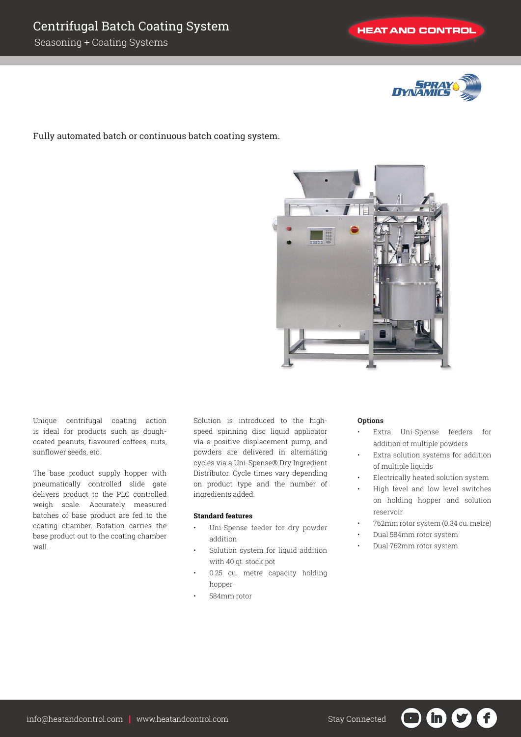# Centrifugal Batch Coating System

Seasoning + Coating Systems

Fully automated batch or continuous batch coating system.

Unique centrifugal coating action is ideal for products such as dough-coated peanuts, flavoured coffees, nuts, sunflower seeds, etc.

The base product supply hopper with pneumatically controlled slide gate delivers product to the PLC controlled weigh scale. Accurately measured batches of base product are fed to the coating chamber. Rotation carries the base product out to the coating chamber wall.

Solution is introduced to the high-speed spinning disc liquid applicator via a positive displacement pump, and powders are delivered in alternating cycles via a Uni-Spense® Dry Ingredient Distributor. Cycle times vary depending on product type and the number of ingredients added.

**Standard features**

- Uni-Spense feeder for dry powder addition
- Solution system for liquid addition with 40 qt. stock pot
- 0.25 cu. metre capacity holding hopper
- 584mm rotor

**Options**

- Extra Uni-Spense feeders for addition of multiple powders
- Extra solution systems for addition of multiple liquids
- Electrically heated solution system
- High level and low level switches on holding hopper and solution reservoir
- 762mm rotor system (0.34 cu. metre)
- Dual 584mm rotor system
- Dual 762mm rotor system

info@heatandcontrol.com | www.heatandcontrol.com

Stay Connected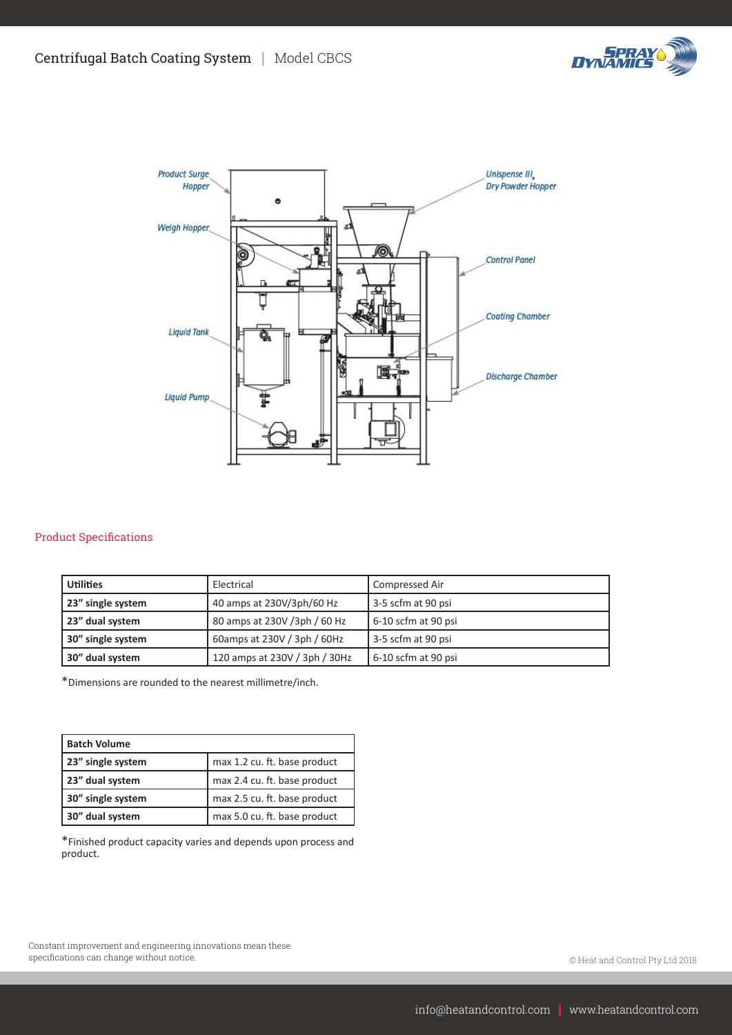Centrifugal Batch Coating System | Model CBCS

Product Surge Hopper

Weigh Hopper

Liquid Tank

Liquid Pump

Unispense III, Dry Powder Hopper

Control Panel

Coating Chamber

Discharge Chamber

## Product Specifications

| Utilities | Electrical | Compressed Air |
|---|---|---|
| **23" single system** | 40 amps at 230V/3ph/60 Hz | 3-5 scfm at 90 psi |
| **23" dual system** | 80 amps at 230V /3ph / 60 Hz | 6-10 scfm at 90 psi |
| **30" single system** | 60amps at 230V / 3ph / 60Hz | 3-5 scfm at 90 psi |
| **30" dual system** | 120 amps at 230V / 3ph / 30Hz | 6-10 scfm at 90 psi |

*Dimensions are rounded to the nearest millimetre/inch.

| Batch Volume | |
|---|---|
| **23" single system** | max 1.2 cu. ft. base product |
| **23" dual system** | max 2.4 cu. ft. base product |
| **30" single system** | max 2.5 cu. ft. base product |
| **30" dual system** | max 5.0 cu. ft. base product |

*Finished product capacity varies and depends upon process and product.

Constant improvement and engineering innovations mean these specifications can change without notice.

© Heat and Control Pty Ltd 2018

info@heatandcontrol.com | www.heatandcontrol.com